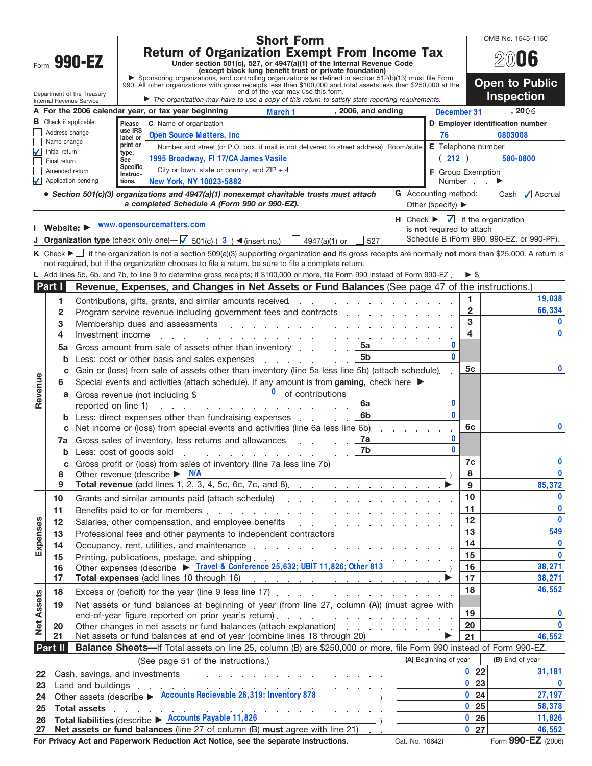Form **990-EZ**

Department of the Treasury
Internal Revenue Service

# Short Form
# Return of Organization Exempt From Income Tax

**Under section 501(c), 527, or 4947(a)(1) of the Internal Revenue Code**
**(except black lung benefit trust or private foundation)**

▶ Sponsoring organizations, and controlling organizations as defined in section 512(b)(13) must file Form 990. All other organizations with gross receipts less than $100,000 and total assets less than $250,000 at the end of the year may use this form.

▶ *The organization may have to use a copy of this return to satisfy state reporting requirements.*

OMB No. 1545-1150

**2006**

**Open to Public Inspection**

**A For the 2006 calendar year, or tax year beginning** March 1 **, 2006, and ending** December 31 **, 2006**

**B** Check if applicable:
- ☐ Address change
- ☐ Name change
- ☑ Initial return
- ☐ Final return
- ☐ Amended return
- ☑ Application pending

Please use IRS label or print or type. See Specific Instructions.

**C** Name of organization: Open Source Matters, Inc

Number and street (or P.O. box, if mail is not delivered to street address) / Room/suite: 1995 Broadway, Fl 17/CA James Vasile

City or town, state or country, and ZIP + 4: New York, NY 10023-5882

**D Employer identification number:** 76 0803008

**E** Telephone number: ( 212 ) 580-0800

**F** Group Exemption Number ▶

● ***Section 501(c)(3) organizations and 4947(a)(1) nonexempt charitable trusts must attach a completed Schedule A (Form 990 or 990-EZ).***

**G** Accounting method: ☐ Cash ☑ Accrual
Other (specify) ▶

**H** Check ▶ ☑ if the organization is **not** required to attach Schedule B (Form 990, 990-EZ, or 990-PF).

**I Website: ▶** www.opensourcematters.com

**J Organization type** (check only one)— ☑ 501(c) ( 3 ) ◀(insert no.) ☐ 4947(a)(1) or ☐ 527

**K** Check ▶ ☐ if the organization is not a section 509(a)(3) supporting organization **and** its gross receipts are normally **not** more than $25,000. A return is not required, but if the organization chooses to file a return, be sure to file a complete return.

**L** Add lines 5b, 6b, and 7b, to line 9 to determine gross receipts; if $100,000 or more, file Form 990 instead of Form 990-EZ . ▶ $

## Part I — Revenue, Expenses, and Changes in Net Assets or Fund Balances (See page 47 of the instructions.)

| | Line | Description | Sub-line | Sub-amount | Line | Amount |
|---|---|---|---|---|---|---|
| Revenue | 1 | Contributions, gifts, grants, and similar amounts received | | | 1 | 19,038 |
| | 2 | Program service revenue including government fees and contracts | | | 2 | 66,334 |
| | 3 | Membership dues and assessments | | | 3 | 0 |
| | 4 | Investment income | | | 4 | 0 |
| | 5a | Gross amount from sale of assets other than inventory | 5a | 0 | | |
| | b | Less: cost or other basis and sales expenses | 5b | 0 | | |
| | c | Gain or (loss) from sale of assets other than inventory (line 5a less line 5b) (attach schedule) | | | 5c | 0 |
| | 6 | Special events and activities (attach schedule). If any amount is from **gaming,** check here ▶ ☐ | | | | |
| | a | Gross revenue (not including $ 0 of contributions reported on line 1) | 6a | 0 | | |
| | b | Less: direct expenses other than fundraising expenses | 6b | 0 | | |
| | c | Net income or (loss) from special events and activities (line 6a less line 6b) | | | 6c | 0 |
| | 7a | Gross sales of inventory, less returns and allowances | 7a | 0 | | |
| | b | Less: cost of goods sold | 7b | 0 | | |
| | c | Gross profit or (loss) from sales of inventory (line 7a less line 7b) | | | 7c | 0 |
| | 8 | Other revenue (describe ▶ N/A ) | | | 8 | 0 |
| | 9 | **Total revenue** (add lines 1, 2, 3, 4, 5c, 6c, 7c, and 8) ▶ | | | 9 | 85,372 |
| Expenses | 10 | Grants and similar amounts paid (attach schedule) | | | 10 | 0 |
| | 11 | Benefits paid to or for members | | | 11 | 0 |
| | 12 | Salaries, other compensation, and employee benefits | | | 12 | 0 |
| | 13 | Professional fees and other payments to independent contractors | | | 13 | 549 |
| | 14 | Occupancy, rent, utilities, and maintenance | | | 14 | 0 |
| | 15 | Printing, publications, postage, and shipping | | | 15 | 0 |
| | 16 | Other expenses (describe ▶ Travel & Conference 25,632; UBIT 11,826; Other 813 ) | | | 16 | 38,271 |
| | 17 | **Total expenses** (add lines 10 through 16) ▶ | | | 17 | 38,271 |
| Net Assets | 18 | Excess or (deficit) for the year (line 9 less line 17) | | | 18 | 46,552 |
| | 19 | Net assets or fund balances at beginning of year (from line 27, column (A)) (must agree with end-of-year figure reported on prior year's return) | | | 19 | 0 |
| | 20 | Other changes in net assets or fund balances (attach explanation) | | | 20 | 0 |
| | 21 | Net assets or fund balances at end of year (combine lines 18 through 20) ▶ | | | 21 | 46,552 |

## Part II — Balance Sheets—If Total assets on line 25, column (B) are $250,000 or more, file Form 990 instead of Form 990-EZ.

(See page 51 of the instructions.)

| Line | Description | (A) Beginning of year | Line | (B) End of year |
|---|---|---|---|---|
| 22 | Cash, savings, and investments | 0 | 22 | 31,181 |
| 23 | Land and buildings | 0 | 23 | 0 |
| 24 | Other assets (describe ▶ Accounts Recievable 26,319; Inventory 878 ) | 0 | 24 | 27,197 |
| 25 | **Total assets** | 0 | 25 | 58,378 |
| 26 | **Total liabilities** (describe ▶ Accounts Payable 11,826 ) | 0 | 26 | 11,826 |
| 27 | **Net assets or fund balances** (line 27 of column (B) **must** agree with line 21) | 0 | 27 | 46,552 |

**For Privacy Act and Paperwork Reduction Act Notice, see the separate instructions.** Cat. No. 10642I Form **990-EZ** (2006)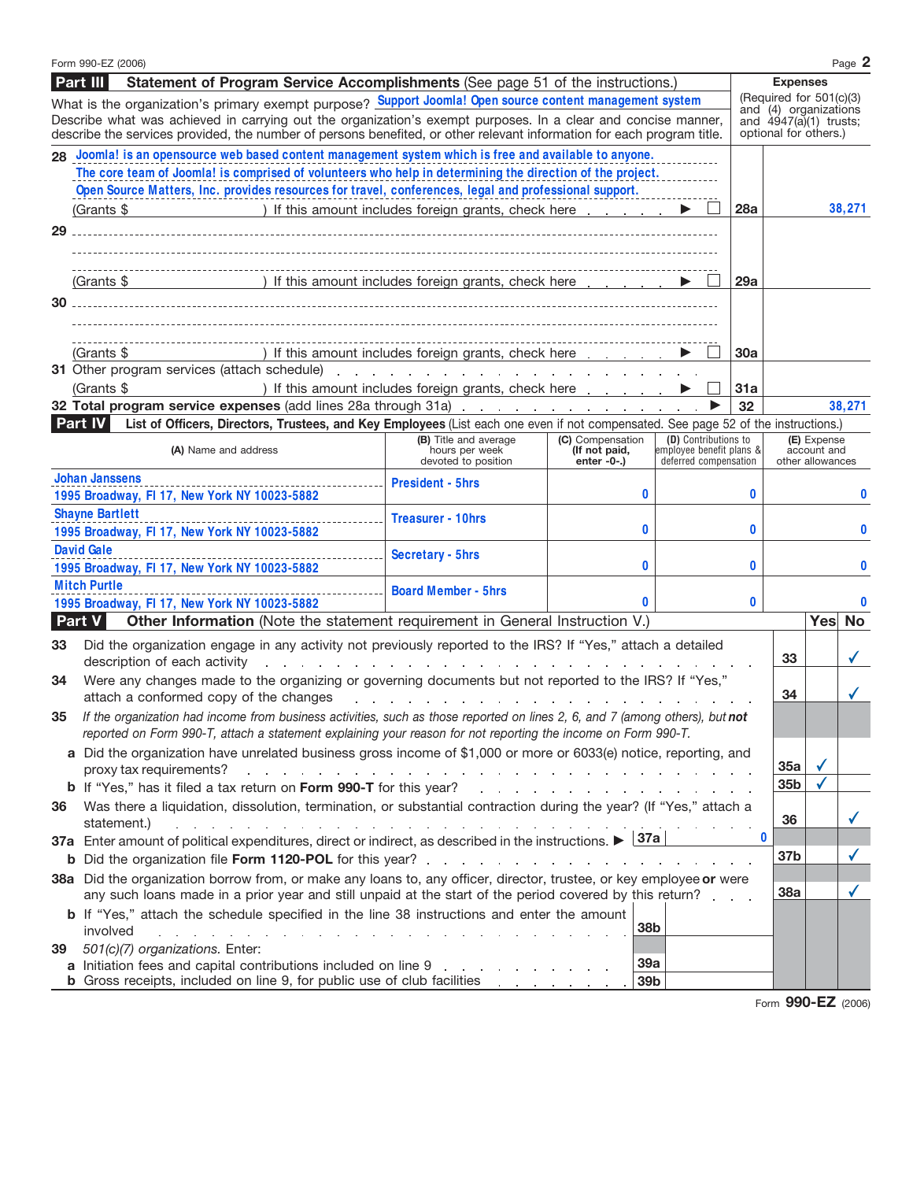Form 990-EZ (2006)

## Part III Statement of Program Service Accomplishments (See page 51 of the instructions.)

**Expenses** (Required for 501(c)(3) and (4) organizations and 4947(a)(1) trusts; optional for others.)

What is the organization's primary exempt purpose? Support Joomla! Open source content management system

Describe what was achieved in carrying out the organization's exempt purposes. In a clear and concise manner, describe the services provided, the number of persons benefited, or other relevant information for each program title.

**28** Joomla! is an opensource web based content management system which is free and available to anyone. The core team of Joomla! is comprised of volunteers who help in determining the direction of the project. Open Source Matters, Inc. provides resources for travel, conferences, legal and professional support.

(Grants $ ) If this amount includes foreign grants, check here ▶ ☐ | **28a** | 38,271

**29**

(Grants $ ) If this amount includes foreign grants, check here ▶ ☐ | **29a** |

**30**

(Grants $ ) If this amount includes foreign grants, check here ▶ ☐ | **30a** |

**31** Other program services (attach schedule)

(Grants $ ) If this amount includes foreign grants, check here ▶ ☐ | **31a** |

**32 Total program service expenses** (add lines 28a through 31a) ▶ | **32** | 38,271

## Part IV List of Officers, Directors, Trustees, and Key Employees (List each one even if not compensated. See page 52 of the instructions.)

| (A) Name and address | (B) Title and average hours per week devoted to position | (C) Compensation (If not paid, enter -0-.) | (D) Contributions to employee benefit plans & deferred compensation | (E) Expense account and other allowances |
|---|---|---|---|---|
| Johan Janssens<br>1995 Broadway, Fl 17, New York NY 10023-5882 | President - 5hrs | 0 | 0 | 0 |
| Shayne Bartlett<br>1995 Broadway, Fl 17, New York NY 10023-5882 | Treasurer - 10hrs | 0 | 0 | 0 |
| David Gale<br>1995 Broadway, Fl 17, New York NY 10023-5882 | Secretary - 5hrs | 0 | 0 | 0 |
| Mitch Purtle<br>1995 Broadway, Fl 17, New York NY 10023-5882 | Board Member - 5hrs | 0 | 0 | 0 |

## Part V Other Information (Note the statement requirement in General Instruction V.)

| | | Line | Yes | No |
|---|---|---|---|---|
| **33** | Did the organization engage in any activity not previously reported to the IRS? If "Yes," attach a detailed description of each activity | 33 | | ✓ |
| **34** | Were any changes made to the organizing or governing documents but not reported to the IRS? If "Yes," attach a conformed copy of the changes | 34 | | ✓ |
| **35** | *If the organization had income from business activities, such as those reported on lines 2, 6, and 7 (among others), but* ***not*** *reported on Form 990-T, attach a statement explaining your reason for not reporting the income on Form 990-T.* | | | |
| **a** | Did the organization have unrelated business gross income of $1,000 or more or 6033(e) notice, reporting, and proxy tax requirements? | 35a | ✓ | |
| **b** | If "Yes," has it filed a tax return on **Form 990-T** for this year? | 35b | ✓ | |
| **36** | Was there a liquidation, dissolution, termination, or substantial contraction during the year? (If "Yes," attach a statement.) | 36 | | ✓ |
| **37a** | Enter amount of political expenditures, direct or indirect, as described in the instructions. ▶ **37a** 0 | | | |
| **b** | Did the organization file **Form 1120-POL** for this year? | 37b | | ✓ |
| **38a** | Did the organization borrow from, or make any loans to, any officer, director, trustee, or key employee **or** were any such loans made in a prior year and still unpaid at the start of the period covered by this return? | 38a | | ✓ |
| **b** | If "Yes," attach the schedule specified in the line 38 instructions and enter the amount involved **38b** | | | |
| **39** | *501(c)(7) organizations.* Enter: | | | |
| **a** | Initiation fees and capital contributions included on line 9 **39a** | | | |
| **b** | Gross receipts, included on line 9, for public use of club facilities **39b** | | | |

Form **990-EZ** (2006)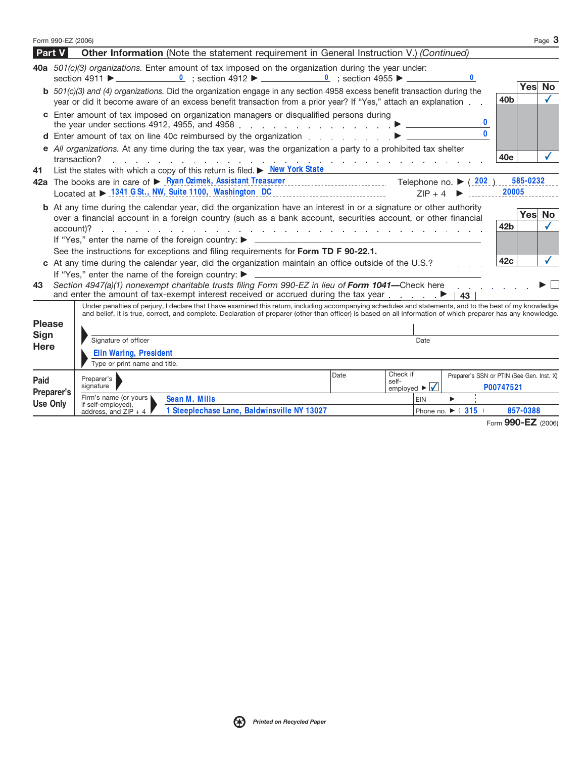## Part V Other Information (Note the statement requirement in General Instruction V.) *(Continued)*

**40a** *501(c)(3) organizations.* Enter amount of tax imposed on the organization during the year under: section 4911 ▶ 0 ; section 4912 ▶ 0 ; section 4955 ▶ 0

**b** *501(c)(3) and (4) organizations.* Did the organization engage in any section 4958 excess benefit transaction during the year or did it become aware of an excess benefit transaction from a prior year? If "Yes," attach an explanation . . . **40b** Yes ☐ No ✓

**c** Enter amount of tax imposed on organization managers or disqualified persons during the year under sections 4912, 4955, and 4958 . . . ▶ 0

**d** Enter amount of tax on line 40c reimbursed by the organization . . . ▶ 0

**e** *All organizations.* At any time during the tax year, was the organization a party to a prohibited tax shelter transaction? . . . **40e** Yes ☐ No ✓

**41** List the states with which a copy of this return is filed. ▶ New York State

**42a** The books are in care of ▶ Ryan Ozimek, Assistant Treasurer Telephone no. ▶ (202) 585-0232

Located at ▶ 1341 G St., NW, Suite 1100, Washington DC ZIP + 4 ▶ 20005

**b** At any time during the calendar year, did the organization have an interest in or a signature or other authority over a financial account in a foreign country (such as a bank account, securities account, or other financial account)? . . . **42b** Yes ☐ No ✓

If "Yes," enter the name of the foreign country: ▶

See the instructions for exceptions and filing requirements for **Form TD F 90-22.1.**

**c** At any time during the calendar year, did the organization maintain an office outside of the U.S.? . . . **42c** Yes ☐ No ✓

If "Yes," enter the name of the foreign country: ▶

**43** *Section 4947(a)(1) nonexempt charitable trusts filing Form 990-EZ in lieu of* **Form 1041—**Check here . . . ▶ ☐ and enter the amount of tax-exempt interest received or accrued during the tax year . . . ▶ **43**

**Please Sign Here**

Under penalties of perjury, I declare that I have examined this return, including accompanying schedules and statements, and to the best of my knowledge and belief, it is true, correct, and complete. Declaration of preparer (other than officer) is based on all information of which preparer has any knowledge.

Signature of officer — Date

Elin Waring, President

Type or print name and title.

**Paid Preparer's Use Only**

| | | | |
|---|---|---|---|
| Preparer's signature | Date | Check if self-employed ▶ ✓ | Preparer's SSN or PTIN (See Gen. Inst. X) P00747521 |
| Firm's name (or yours if self-employed), address, and ZIP + 4 | Sean M. Mills | | EIN ▶ |
| | 1 Steeplechase Lane, Baldwinsville NY 13027 | | Phone no. ▶ (315) 857-0388 |

Form **990-EZ** (2006)

*Printed on Recycled Paper*